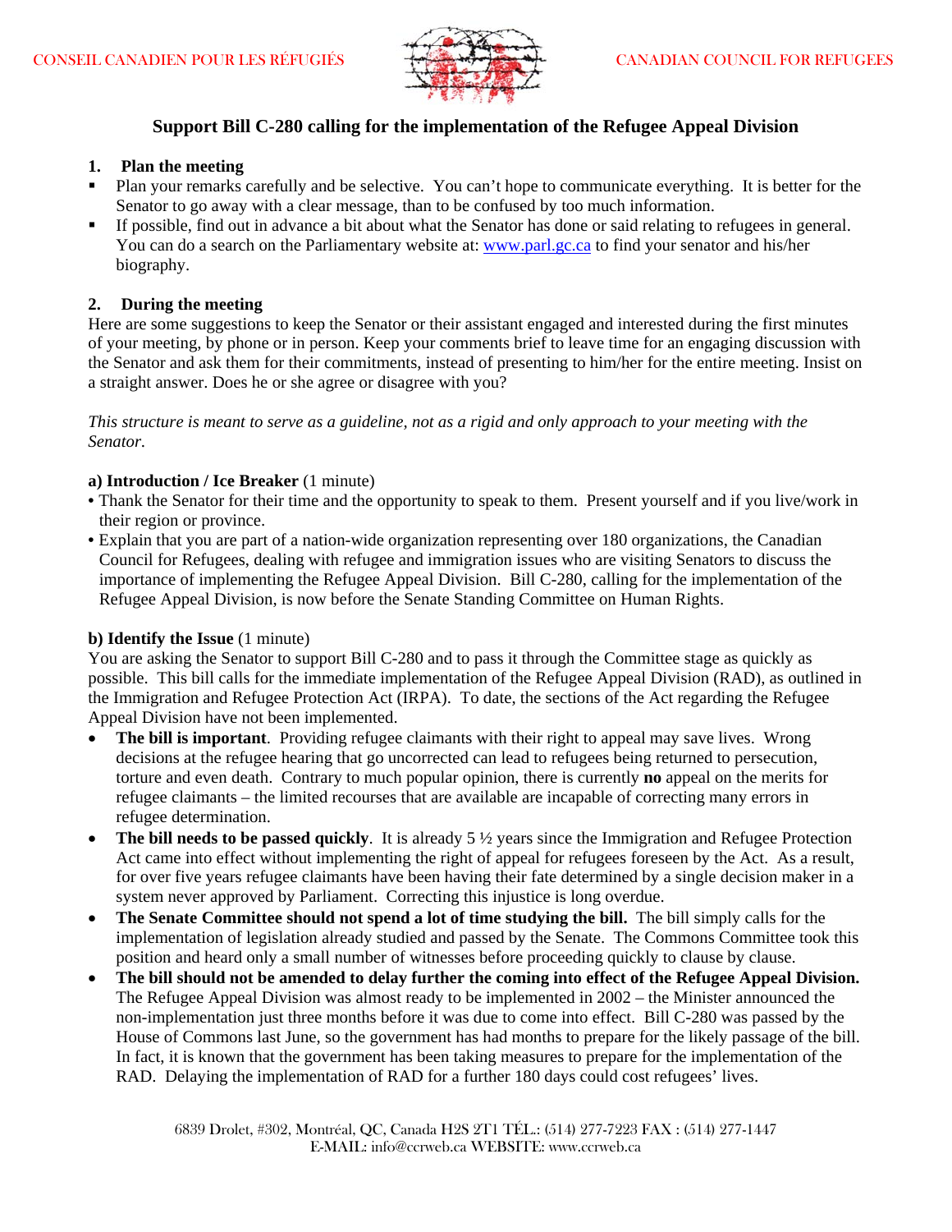CONSEIL CANADIEN POUR LES RÉFUGIÉS CANADIAN COUNCIL FOR REFUGEES

## Support Bill C-280 calling for the implementation of the Refugee Appeal Division

### 1. Plan the meeting

- Plan your remarks carefully and be selective. You can't hope to communicate everything. It is better for the Senator to go away with a clear message, than to be confused by too much information.
- If possible, find out in advance a bit about what the Senator has done or said relating to refugees in general. You can do a search on the Parliamentary website at: www.parl.gc.ca to find your senator and his/her biography.

### 2. During the meeting

Here are some suggestions to keep the Senator or their assistant engaged and interested during the first minutes of your meeting, by phone or in person. Keep your comments brief to leave time for an engaging discussion with the Senator and ask them for their commitments, instead of presenting to him/her for the entire meeting. Insist on a straight answer. Does he or she agree or disagree with you?

*This structure is meant to serve as a guideline, not as a rigid and only approach to your meeting with the Senator.*

**a) Introduction / Ice Breaker** (1 minute)

- Thank the Senator for their time and the opportunity to speak to them. Present yourself and if you live/work in their region or province.
- Explain that you are part of a nation-wide organization representing over 180 organizations, the Canadian Council for Refugees, dealing with refugee and immigration issues who are visiting Senators to discuss the importance of implementing the Refugee Appeal Division. Bill C-280, calling for the implementation of the Refugee Appeal Division, is now before the Senate Standing Committee on Human Rights.

**b) Identify the Issue** (1 minute)

You are asking the Senator to support Bill C-280 and to pass it through the Committee stage as quickly as possible. This bill calls for the immediate implementation of the Refugee Appeal Division (RAD), as outlined in the Immigration and Refugee Protection Act (IRPA). To date, the sections of the Act regarding the Refugee Appeal Division have not been implemented.

- **The bill is important**. Providing refugee claimants with their right to appeal may save lives. Wrong decisions at the refugee hearing that go uncorrected can lead to refugees being returned to persecution, torture and even death. Contrary to much popular opinion, there is currently **no** appeal on the merits for refugee claimants – the limited recourses that are available are incapable of correcting many errors in refugee determination.
- **The bill needs to be passed quickly**. It is already 5 ½ years since the Immigration and Refugee Protection Act came into effect without implementing the right of appeal for refugees foreseen by the Act. As a result, for over five years refugee claimants have been having their fate determined by a single decision maker in a system never approved by Parliament. Correcting this injustice is long overdue.
- **The Senate Committee should not spend a lot of time studying the bill.** The bill simply calls for the implementation of legislation already studied and passed by the Senate. The Commons Committee took this position and heard only a small number of witnesses before proceeding quickly to clause by clause.
- **The bill should not be amended to delay further the coming into effect of the Refugee Appeal Division.** The Refugee Appeal Division was almost ready to be implemented in 2002 – the Minister announced the non-implementation just three months before it was due to come into effect. Bill C-280 was passed by the House of Commons last June, so the government has had months to prepare for the likely passage of the bill. In fact, it is known that the government has been taking measures to prepare for the implementation of the RAD. Delaying the implementation of RAD for a further 180 days could cost refugees' lives.

6839 Drolet, #302, Montréal, QC, Canada H2S 2T1 TÉL.: (514) 277-7223 FAX : (514) 277-1447
E-MAIL: info@ccrweb.ca WEBSITE: www.ccrweb.ca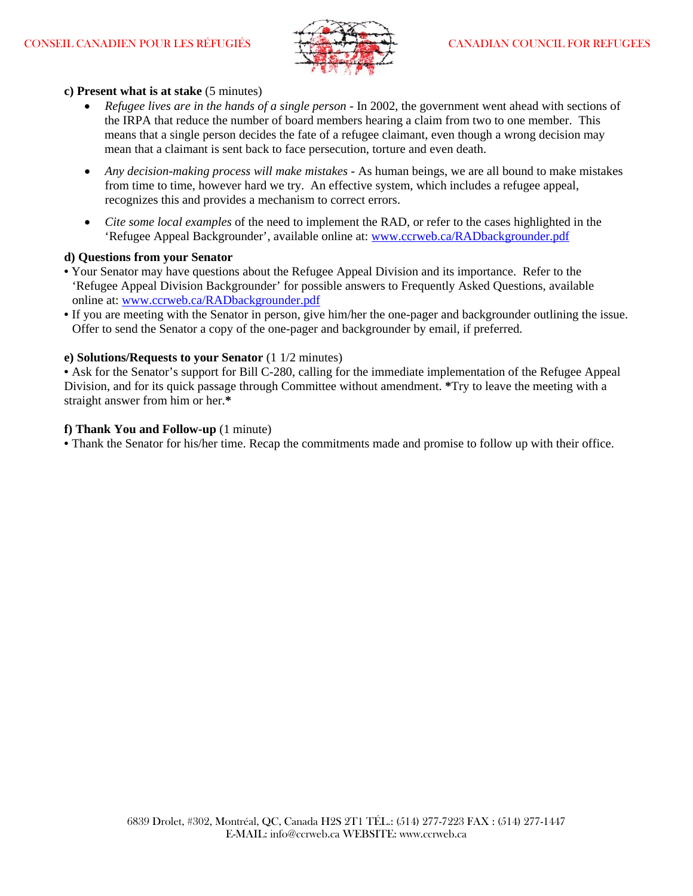**c) Present what is at stake** (5 minutes)

- *Refugee lives are in the hands of a single person* - In 2002, the government went ahead with sections of the IRPA that reduce the number of board members hearing a claim from two to one member. This means that a single person decides the fate of a refugee claimant, even though a wrong decision may mean that a claimant is sent back to face persecution, torture and even death.

- *Any decision-making process will make mistakes* - As human beings, we are all bound to make mistakes from time to time, however hard we try. An effective system, which includes a refugee appeal, recognizes this and provides a mechanism to correct errors.

- *Cite some local examples* of the need to implement the RAD, or refer to the cases highlighted in the 'Refugee Appeal Backgrounder', available online at: www.ccrweb.ca/RADbackgrounder.pdf

**d) Questions from your Senator**

- Your Senator may have questions about the Refugee Appeal Division and its importance. Refer to the 'Refugee Appeal Division Backgrounder' for possible answers to Frequently Asked Questions, available online at: www.ccrweb.ca/RADbackgrounder.pdf
- If you are meeting with the Senator in person, give him/her the one-pager and backgrounder outlining the issue. Offer to send the Senator a copy of the one-pager and backgrounder by email, if preferred.

**e) Solutions/Requests to your Senator** (1 1/2 minutes)

- Ask for the Senator's support for Bill C-280, calling for the immediate implementation of the Refugee Appeal Division, and for its quick passage through Committee without amendment. ***Try to leave the meeting with a straight answer from him or her.***

**f) Thank You and Follow-up** (1 minute)

- Thank the Senator for his/her time. Recap the commitments made and promise to follow up with their office.